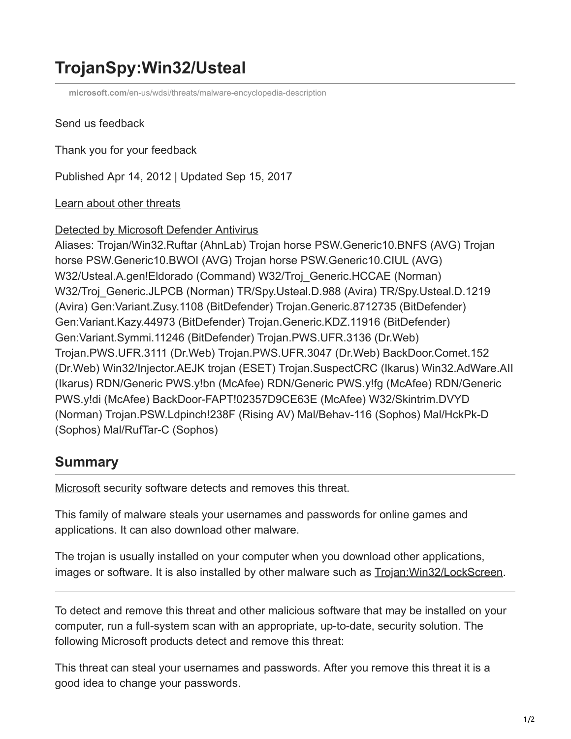# TrojanSpy:Win32/Usteal

microsoft.com/en-us/wdsi/threats/malware-encyclopedia-description

Send us feedback

Thank you for your feedback

Published Apr 14, 2012 | Updated Sep 15, 2017

Learn about other threats

Detected by Microsoft Defender Antivirus

Aliases: Trojan/Win32.Ruftar (AhnLab) Trojan horse PSW.Generic10.BNFS (AVG) Trojan horse PSW.Generic10.BWOI (AVG) Trojan horse PSW.Generic10.CIUL (AVG) W32/Usteal.A.gen!Eldorado (Command) W32/Troj_Generic.HCCAE (Norman) W32/Troj_Generic.JLPCB (Norman) TR/Spy.Usteal.D.988 (Avira) TR/Spy.Usteal.D.1219 (Avira) Gen:Variant.Zusy.1108 (BitDefender) Trojan.Generic.8712735 (BitDefender) Gen:Variant.Kazy.44973 (BitDefender) Trojan.Generic.KDZ.11916 (BitDefender) Gen:Variant.Symmi.11246 (BitDefender) Trojan.PWS.UFR.3136 (Dr.Web) Trojan.PWS.UFR.3111 (Dr.Web) Trojan.PWS.UFR.3047 (Dr.Web) BackDoor.Comet.152 (Dr.Web) Win32/Injector.AEJK trojan (ESET) Trojan.SuspectCRC (Ikarus) Win32.AdWare.AII (Ikarus) RDN/Generic PWS.y!bn (McAfee) RDN/Generic PWS.y!fg (McAfee) RDN/Generic PWS.y!di (McAfee) BackDoor-FAPT!02357D9CE63E (McAfee) W32/Skintrim.DVYD (Norman) Trojan.PSW.Ldpinch!238F (Rising AV) Mal/Behav-116 (Sophos) Mal/HckPk-D (Sophos) Mal/RufTar-C (Sophos)

## Summary

Microsoft security software detects and removes this threat.

This family of malware steals your usernames and passwords for online games and applications. It can also download other malware.

The trojan is usually installed on your computer when you download other applications, images or software. It is also installed by other malware such as Trojan:Win32/LockScreen.

---

To detect and remove this threat and other malicious software that may be installed on your computer, run a full-system scan with an appropriate, up-to-date, security solution. The following Microsoft products detect and remove this threat:

This threat can steal your usernames and passwords. After you remove this threat it is a good idea to change your passwords.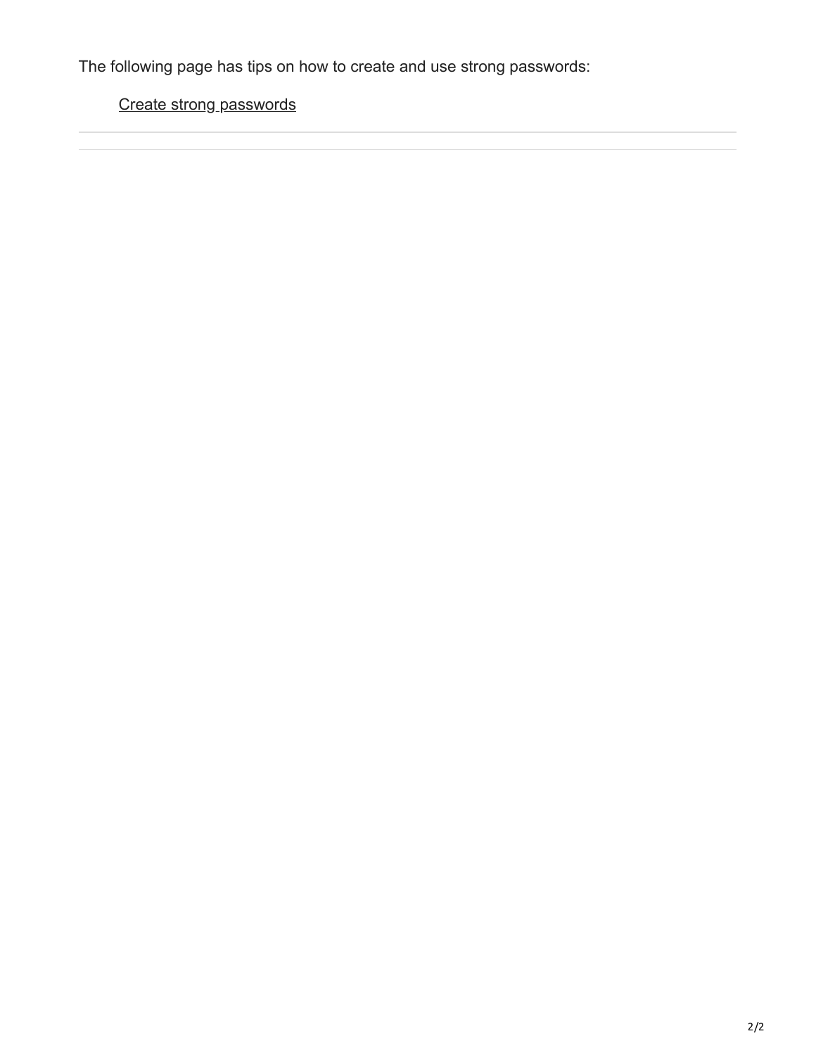The following page has tips on how to create and use strong passwords:

Create strong passwords

---